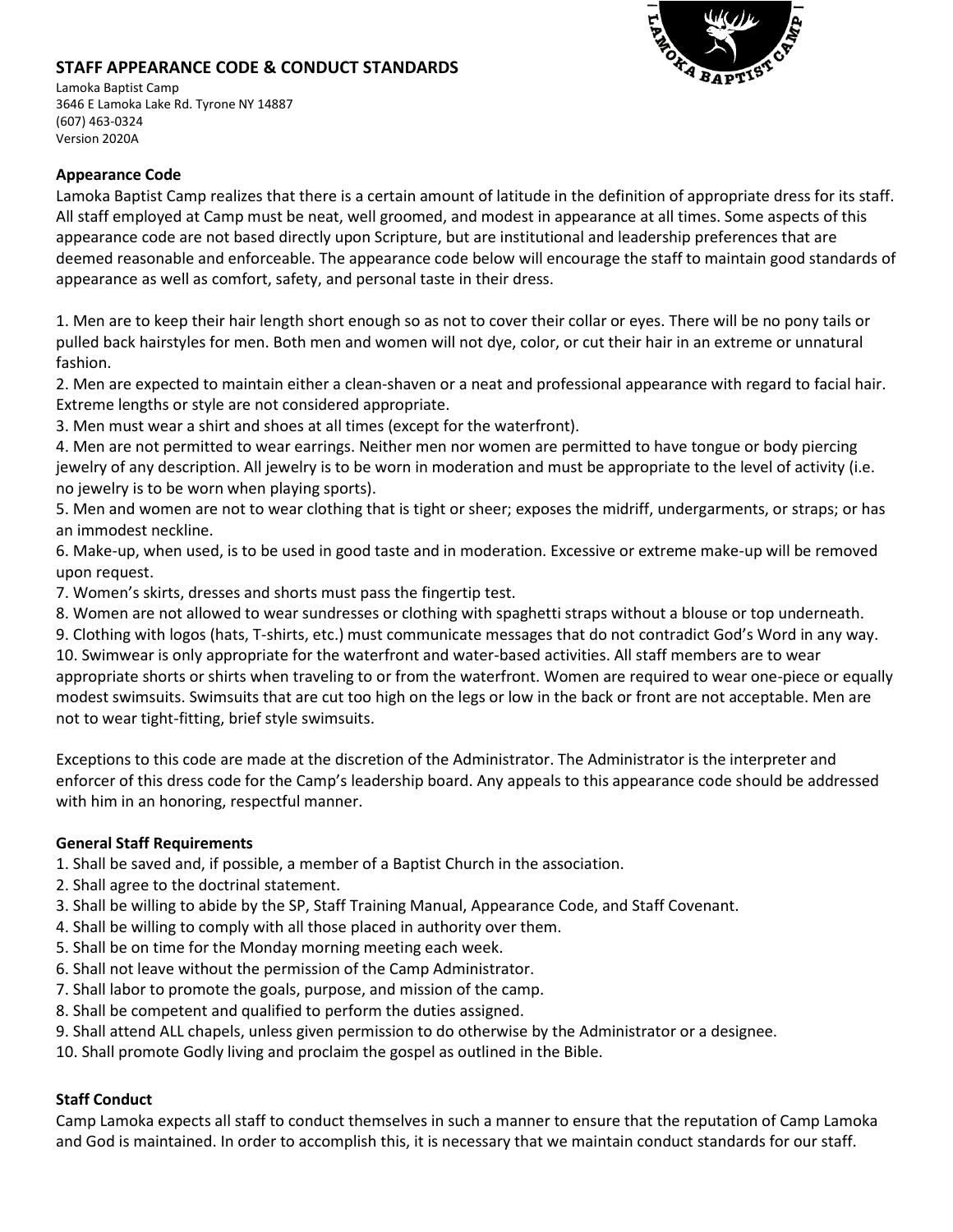## STAFF APPEARANCE CODE & CONDUCT STANDARDS

Lamoka Baptist Camp
3646 E Lamoka Lake Rd. Tyrone NY 14887
(607) 463-0324
Version 2020A

### Appearance Code

Lamoka Baptist Camp realizes that there is a certain amount of latitude in the definition of appropriate dress for its staff. All staff employed at Camp must be neat, well groomed, and modest in appearance at all times. Some aspects of this appearance code are not based directly upon Scripture, but are institutional and leadership preferences that are deemed reasonable and enforceable. The appearance code below will encourage the staff to maintain good standards of appearance as well as comfort, safety, and personal taste in their dress.

1. Men are to keep their hair length short enough so as not to cover their collar or eyes. There will be no pony tails or pulled back hairstyles for men. Both men and women will not dye, color, or cut their hair in an extreme or unnatural fashion.
2. Men are expected to maintain either a clean-shaven or a neat and professional appearance with regard to facial hair. Extreme lengths or style are not considered appropriate.
3. Men must wear a shirt and shoes at all times (except for the waterfront).
4. Men are not permitted to wear earrings. Neither men nor women are permitted to have tongue or body piercing jewelry of any description. All jewelry is to be worn in moderation and must be appropriate to the level of activity (i.e. no jewelry is to be worn when playing sports).
5. Men and women are not to wear clothing that is tight or sheer; exposes the midriff, undergarments, or straps; or has an immodest neckline.
6. Make-up, when used, is to be used in good taste and in moderation. Excessive or extreme make-up will be removed upon request.
7. Women's skirts, dresses and shorts must pass the fingertip test.
8. Women are not allowed to wear sundresses or clothing with spaghetti straps without a blouse or top underneath.
9. Clothing with logos (hats, T-shirts, etc.) must communicate messages that do not contradict God's Word in any way.
10. Swimwear is only appropriate for the waterfront and water-based activities. All staff members are to wear appropriate shorts or shirts when traveling to or from the waterfront. Women are required to wear one-piece or equally modest swimsuits. Swimsuits that are cut too high on the legs or low in the back or front are not acceptable. Men are not to wear tight-fitting, brief style swimsuits.

Exceptions to this code are made at the discretion of the Administrator. The Administrator is the interpreter and enforcer of this dress code for the Camp's leadership board. Any appeals to this appearance code should be addressed with him in an honoring, respectful manner.

### General Staff Requirements

1. Shall be saved and, if possible, a member of a Baptist Church in the association.
2. Shall agree to the doctrinal statement.
3. Shall be willing to abide by the SP, Staff Training Manual, Appearance Code, and Staff Covenant.
4. Shall be willing to comply with all those placed in authority over them.
5. Shall be on time for the Monday morning meeting each week.
6. Shall not leave without the permission of the Camp Administrator.
7. Shall labor to promote the goals, purpose, and mission of the camp.
8. Shall be competent and qualified to perform the duties assigned.
9. Shall attend ALL chapels, unless given permission to do otherwise by the Administrator or a designee.
10. Shall promote Godly living and proclaim the gospel as outlined in the Bible.

### Staff Conduct

Camp Lamoka expects all staff to conduct themselves in such a manner to ensure that the reputation of Camp Lamoka and God is maintained. In order to accomplish this, it is necessary that we maintain conduct standards for our staff.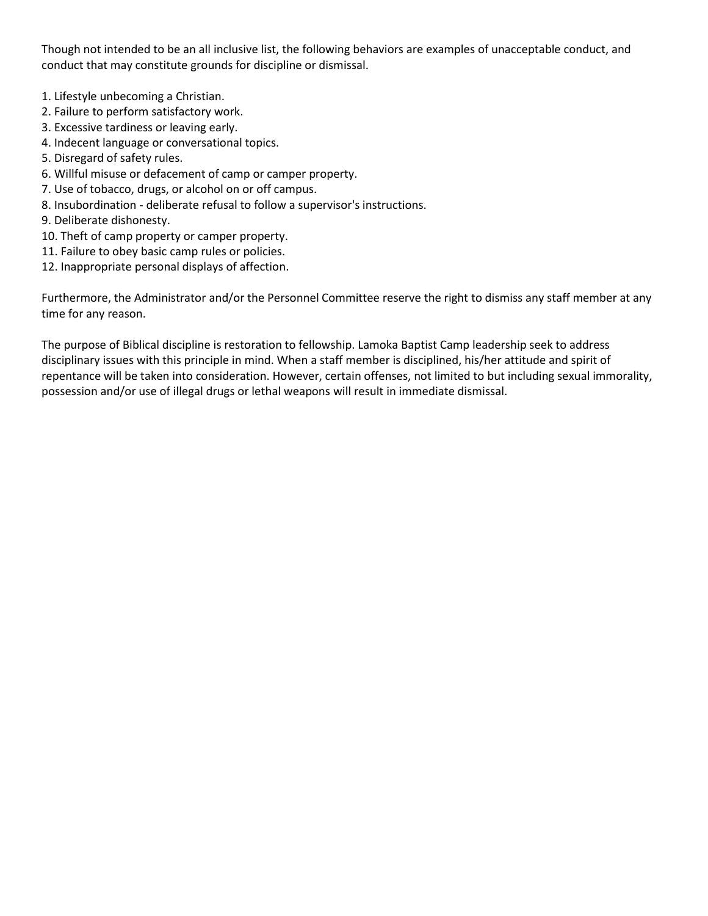Though not intended to be an all inclusive list, the following behaviors are examples of unacceptable conduct, and conduct that may constitute grounds for discipline or dismissal.

1. Lifestyle unbecoming a Christian.
2. Failure to perform satisfactory work.
3. Excessive tardiness or leaving early.
4. Indecent language or conversational topics.
5. Disregard of safety rules.
6. Willful misuse or defacement of camp or camper property.
7. Use of tobacco, drugs, or alcohol on or off campus.
8. Insubordination - deliberate refusal to follow a supervisor's instructions.
9. Deliberate dishonesty.
10. Theft of camp property or camper property.
11. Failure to obey basic camp rules or policies.
12. Inappropriate personal displays of affection.

Furthermore, the Administrator and/or the Personnel Committee reserve the right to dismiss any staff member at any time for any reason.

The purpose of Biblical discipline is restoration to fellowship. Lamoka Baptist Camp leadership seek to address disciplinary issues with this principle in mind. When a staff member is disciplined, his/her attitude and spirit of repentance will be taken into consideration. However, certain offenses, not limited to but including sexual immorality, possession and/or use of illegal drugs or lethal weapons will result in immediate dismissal.